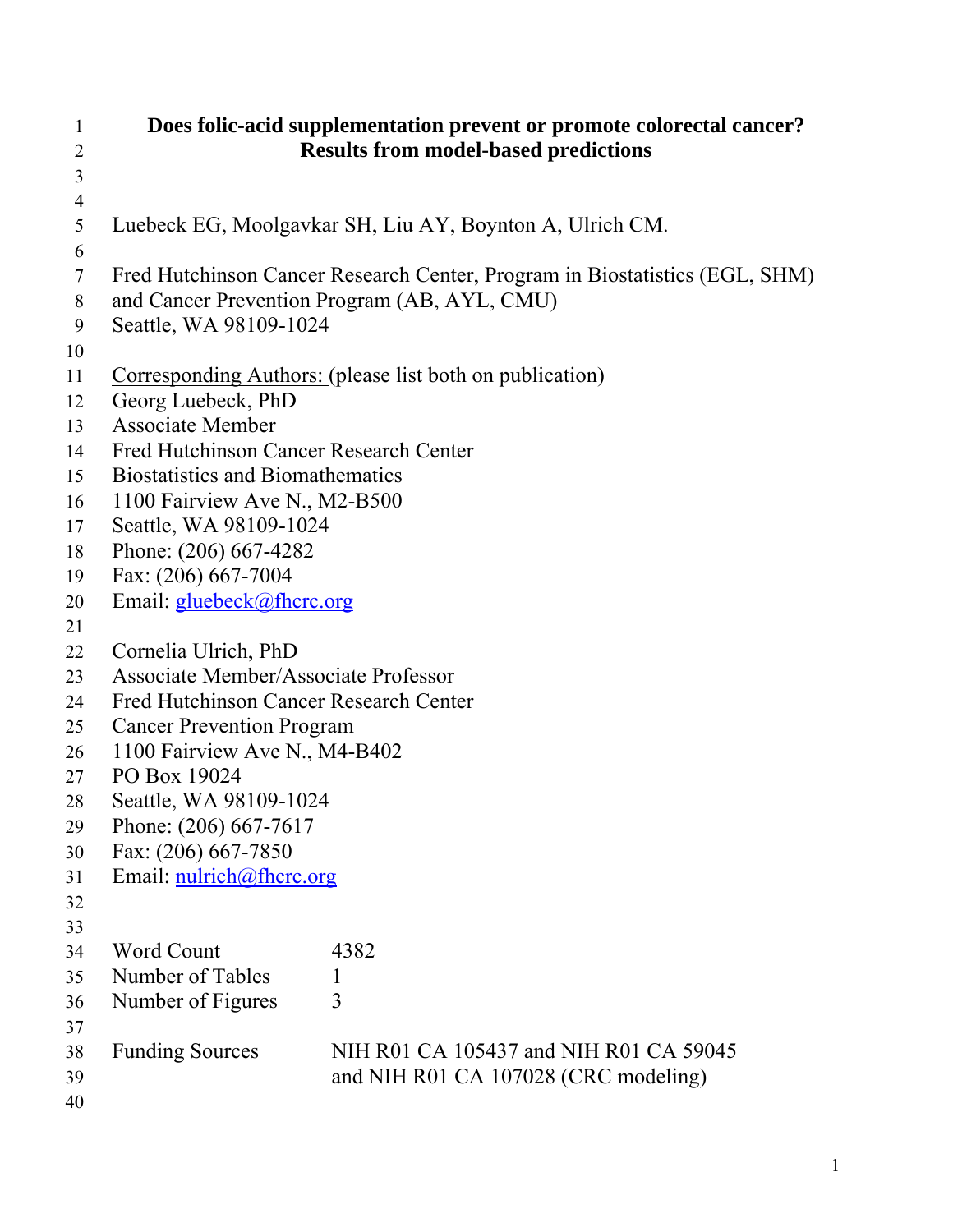# Does folic-acid supplementation prevent or promote colorectal cancer? Results from model-based predictions

Luebeck EG, Moolgavkar SH, Liu AY, Boynton A, Ulrich CM.

Fred Hutchinson Cancer Research Center, Program in Biostatistics (EGL, SHM) and Cancer Prevention Program (AB, AYL, CMU)
Seattle, WA 98109-1024

Corresponding Authors: (please list both on publication)

Georg Luebeck, PhD
Associate Member
Fred Hutchinson Cancer Research Center
Biostatistics and Biomathematics
1100 Fairview Ave N., M2-B500
Seattle, WA 98109-1024
Phone: (206) 667-4282
Fax: (206) 667-7004
Email: gluebeck@fhcrc.org

Cornelia Ulrich, PhD
Associate Member/Associate Professor
Fred Hutchinson Cancer Research Center
Cancer Prevention Program
1100 Fairview Ave N., M4-B402
PO Box 19024
Seattle, WA 98109-1024
Phone: (206) 667-7617
Fax: (206) 667-7850
Email: nulrich@fhcrc.org

| | |
|---|---|
| Word Count | 4382 |
| Number of Tables | 1 |
| Number of Figures | 3 |
| Funding Sources | NIH R01 CA 105437 and NIH R01 CA 59045 and NIH R01 CA 107028 (CRC modeling) |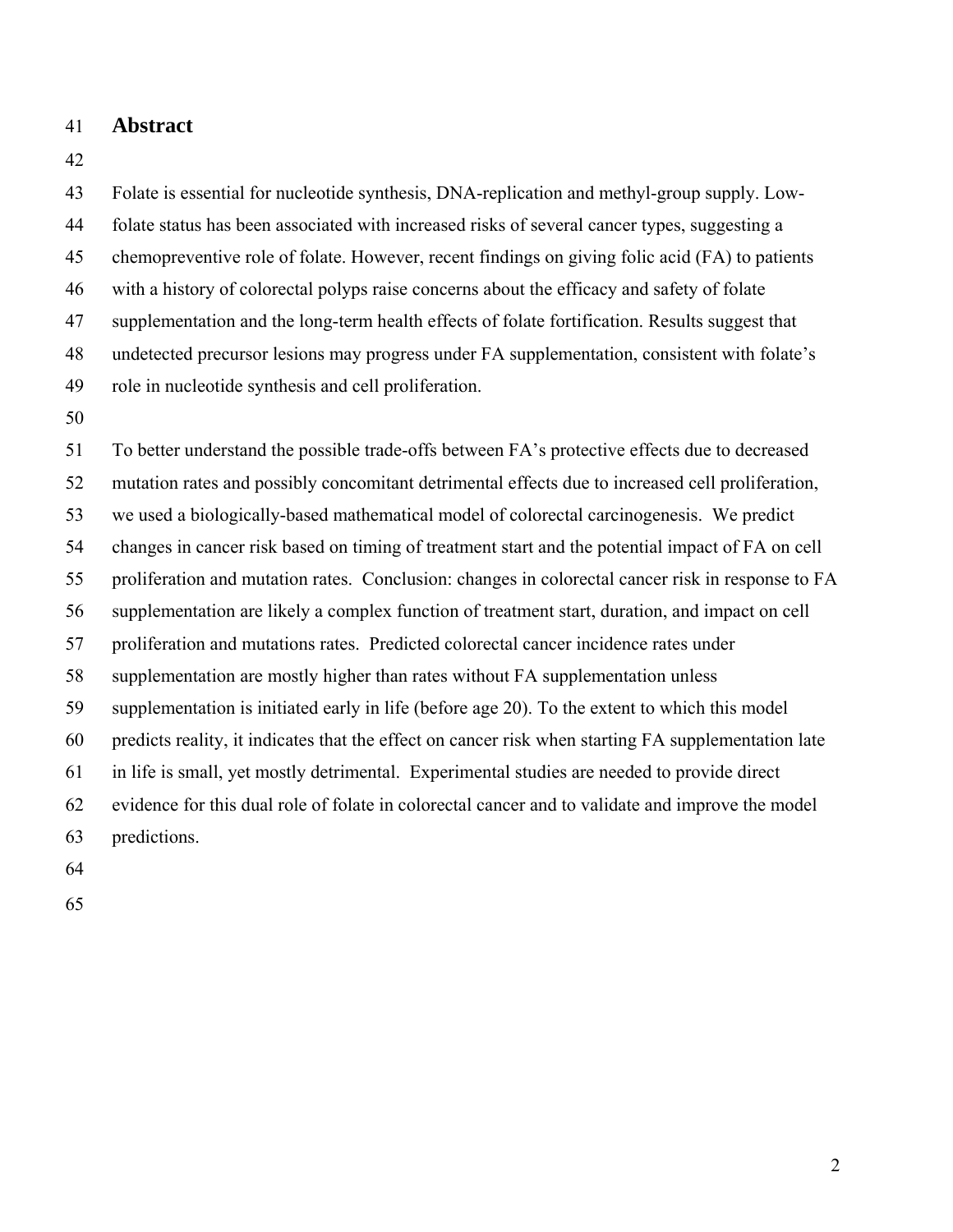## Abstract

Folate is essential for nucleotide synthesis, DNA-replication and methyl-group supply. Low-folate status has been associated with increased risks of several cancer types, suggesting a chemopreventive role of folate. However, recent findings on giving folic acid (FA) to patients with a history of colorectal polyps raise concerns about the efficacy and safety of folate supplementation and the long-term health effects of folate fortification. Results suggest that undetected precursor lesions may progress under FA supplementation, consistent with folate's role in nucleotide synthesis and cell proliferation.

To better understand the possible trade-offs between FA's protective effects due to decreased mutation rates and possibly concomitant detrimental effects due to increased cell proliferation, we used a biologically-based mathematical model of colorectal carcinogenesis. We predict changes in cancer risk based on timing of treatment start and the potential impact of FA on cell proliferation and mutation rates. Conclusion: changes in colorectal cancer risk in response to FA supplementation are likely a complex function of treatment start, duration, and impact on cell proliferation and mutations rates. Predicted colorectal cancer incidence rates under supplementation are mostly higher than rates without FA supplementation unless supplementation is initiated early in life (before age 20). To the extent to which this model predicts reality, it indicates that the effect on cancer risk when starting FA supplementation late in life is small, yet mostly detrimental. Experimental studies are needed to provide direct evidence for this dual role of folate in colorectal cancer and to validate and improve the model predictions.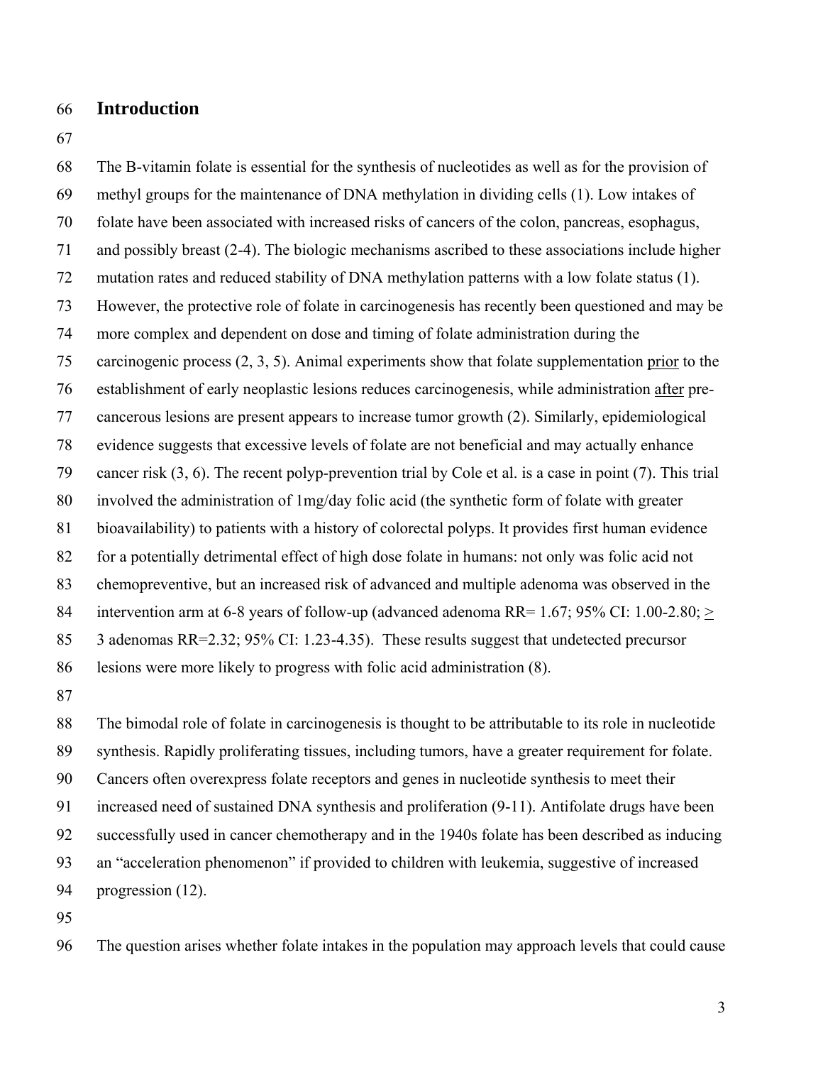## Introduction

The B-vitamin folate is essential for the synthesis of nucleotides as well as for the provision of methyl groups for the maintenance of DNA methylation in dividing cells (1). Low intakes of folate have been associated with increased risks of cancers of the colon, pancreas, esophagus, and possibly breast (2-4). The biologic mechanisms ascribed to these associations include higher mutation rates and reduced stability of DNA methylation patterns with a low folate status (1). However, the protective role of folate in carcinogenesis has recently been questioned and may be more complex and dependent on dose and timing of folate administration during the carcinogenic process (2, 3, 5). Animal experiments show that folate supplementation prior to the establishment of early neoplastic lesions reduces carcinogenesis, while administration after pre-cancerous lesions are present appears to increase tumor growth (2). Similarly, epidemiological evidence suggests that excessive levels of folate are not beneficial and may actually enhance cancer risk (3, 6). The recent polyp-prevention trial by Cole et al. is a case in point (7). This trial involved the administration of 1mg/day folic acid (the synthetic form of folate with greater bioavailability) to patients with a history of colorectal polyps. It provides first human evidence for a potentially detrimental effect of high dose folate in humans: not only was folic acid not chemopreventive, but an increased risk of advanced and multiple adenoma was observed in the intervention arm at 6-8 years of follow-up (advanced adenoma RR= 1.67; 95% CI: 1.00-2.80; $\geq$ 3 adenomas RR=2.32; 95% CI: 1.23-4.35). These results suggest that undetected precursor lesions were more likely to progress with folic acid administration (8).

The bimodal role of folate in carcinogenesis is thought to be attributable to its role in nucleotide synthesis. Rapidly proliferating tissues, including tumors, have a greater requirement for folate. Cancers often overexpress folate receptors and genes in nucleotide synthesis to meet their increased need of sustained DNA synthesis and proliferation (9-11). Antifolate drugs have been successfully used in cancer chemotherapy and in the 1940s folate has been described as inducing an "acceleration phenomenon" if provided to children with leukemia, suggestive of increased progression (12).

The question arises whether folate intakes in the population may approach levels that could cause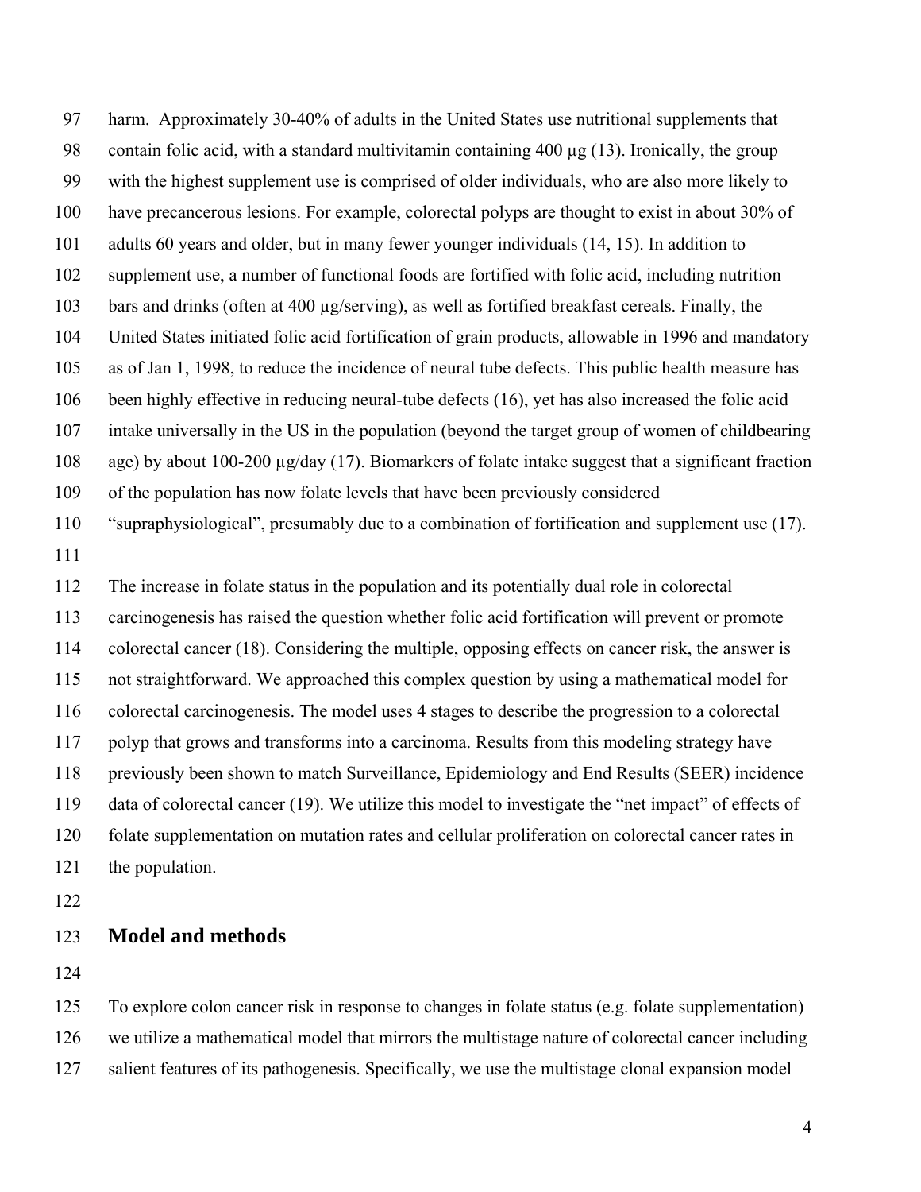harm. Approximately 30-40% of adults in the United States use nutritional supplements that contain folic acid, with a standard multivitamin containing 400 μg (13). Ironically, the group with the highest supplement use is comprised of older individuals, who are also more likely to have precancerous lesions. For example, colorectal polyps are thought to exist in about 30% of adults 60 years and older, but in many fewer younger individuals (14, 15). In addition to supplement use, a number of functional foods are fortified with folic acid, including nutrition bars and drinks (often at 400 μg/serving), as well as fortified breakfast cereals. Finally, the United States initiated folic acid fortification of grain products, allowable in 1996 and mandatory as of Jan 1, 1998, to reduce the incidence of neural tube defects. This public health measure has been highly effective in reducing neural-tube defects (16), yet has also increased the folic acid intake universally in the US in the population (beyond the target group of women of childbearing age) by about 100-200 μg/day (17). Biomarkers of folate intake suggest that a significant fraction of the population has now folate levels that have been previously considered "supraphysiological", presumably due to a combination of fortification and supplement use (17).

The increase in folate status in the population and its potentially dual role in colorectal carcinogenesis has raised the question whether folic acid fortification will prevent or promote colorectal cancer (18). Considering the multiple, opposing effects on cancer risk, the answer is not straightforward. We approached this complex question by using a mathematical model for colorectal carcinogenesis. The model uses 4 stages to describe the progression to a colorectal polyp that grows and transforms into a carcinoma. Results from this modeling strategy have previously been shown to match Surveillance, Epidemiology and End Results (SEER) incidence data of colorectal cancer (19). We utilize this model to investigate the "net impact" of effects of folate supplementation on mutation rates and cellular proliferation on colorectal cancer rates in the population.

## Model and methods

To explore colon cancer risk in response to changes in folate status (e.g. folate supplementation) we utilize a mathematical model that mirrors the multistage nature of colorectal cancer including salient features of its pathogenesis. Specifically, we use the multistage clonal expansion model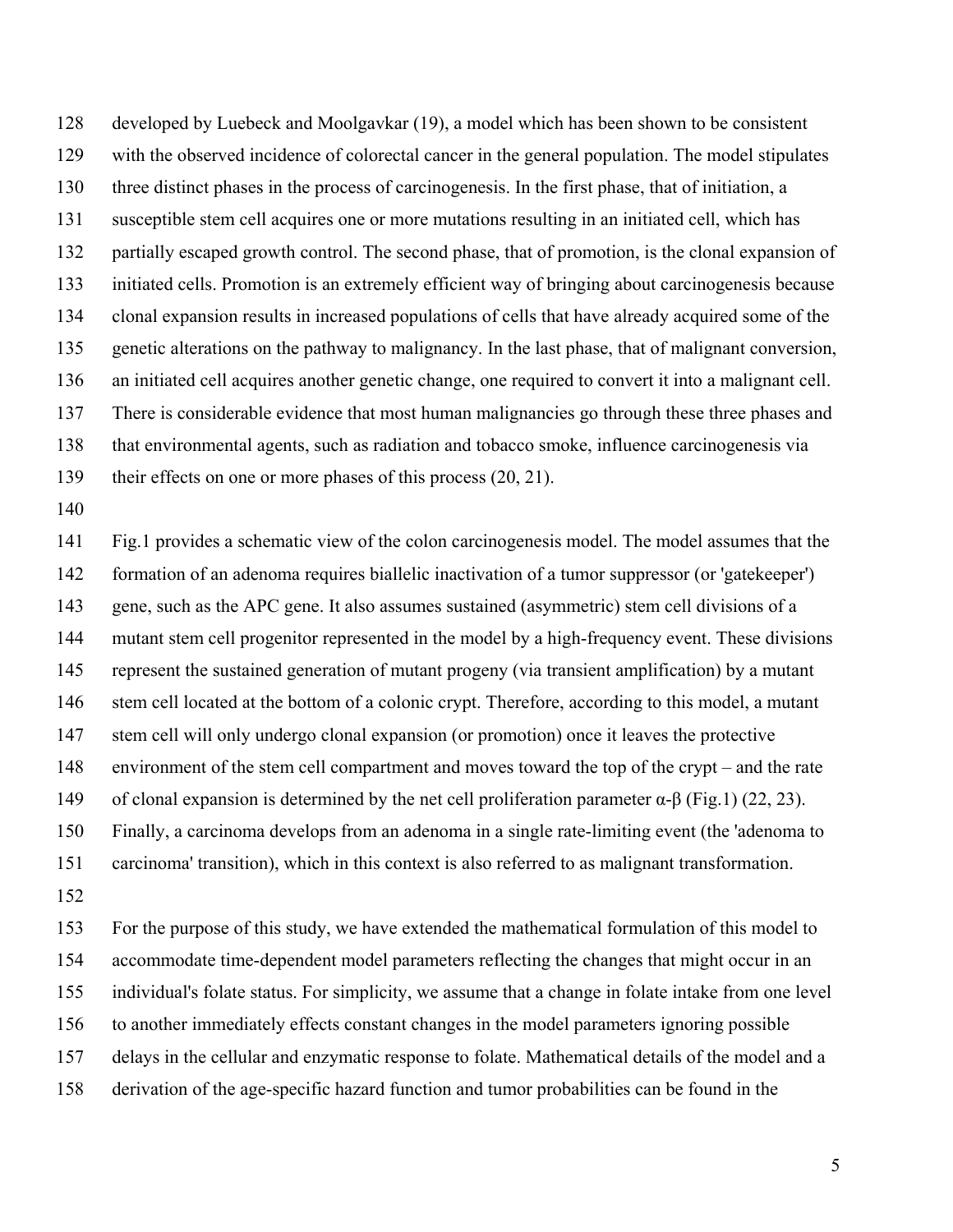developed by Luebeck and Moolgavkar (19), a model which has been shown to be consistent with the observed incidence of colorectal cancer in the general population. The model stipulates three distinct phases in the process of carcinogenesis. In the first phase, that of initiation, a susceptible stem cell acquires one or more mutations resulting in an initiated cell, which has partially escaped growth control. The second phase, that of promotion, is the clonal expansion of initiated cells. Promotion is an extremely efficient way of bringing about carcinogenesis because clonal expansion results in increased populations of cells that have already acquired some of the genetic alterations on the pathway to malignancy. In the last phase, that of malignant conversion, an initiated cell acquires another genetic change, one required to convert it into a malignant cell. There is considerable evidence that most human malignancies go through these three phases and that environmental agents, such as radiation and tobacco smoke, influence carcinogenesis via their effects on one or more phases of this process (20, 21).

Fig.1 provides a schematic view of the colon carcinogenesis model. The model assumes that the formation of an adenoma requires biallelic inactivation of a tumor suppressor (or 'gatekeeper') gene, such as the APC gene. It also assumes sustained (asymmetric) stem cell divisions of a mutant stem cell progenitor represented in the model by a high-frequency event. These divisions represent the sustained generation of mutant progeny (via transient amplification) by a mutant stem cell located at the bottom of a colonic crypt. Therefore, according to this model, a mutant stem cell will only undergo clonal expansion (or promotion) once it leaves the protective environment of the stem cell compartment and moves toward the top of the crypt – and the rate of clonal expansion is determined by the net cell proliferation parameter $\alpha$-$\beta$ (Fig.1) (22, 23). Finally, a carcinoma develops from an adenoma in a single rate-limiting event (the 'adenoma to carcinoma' transition), which in this context is also referred to as malignant transformation.

For the purpose of this study, we have extended the mathematical formulation of this model to accommodate time-dependent model parameters reflecting the changes that might occur in an individual's folate status. For simplicity, we assume that a change in folate intake from one level to another immediately effects constant changes in the model parameters ignoring possible delays in the cellular and enzymatic response to folate. Mathematical details of the model and a derivation of the age-specific hazard function and tumor probabilities can be found in the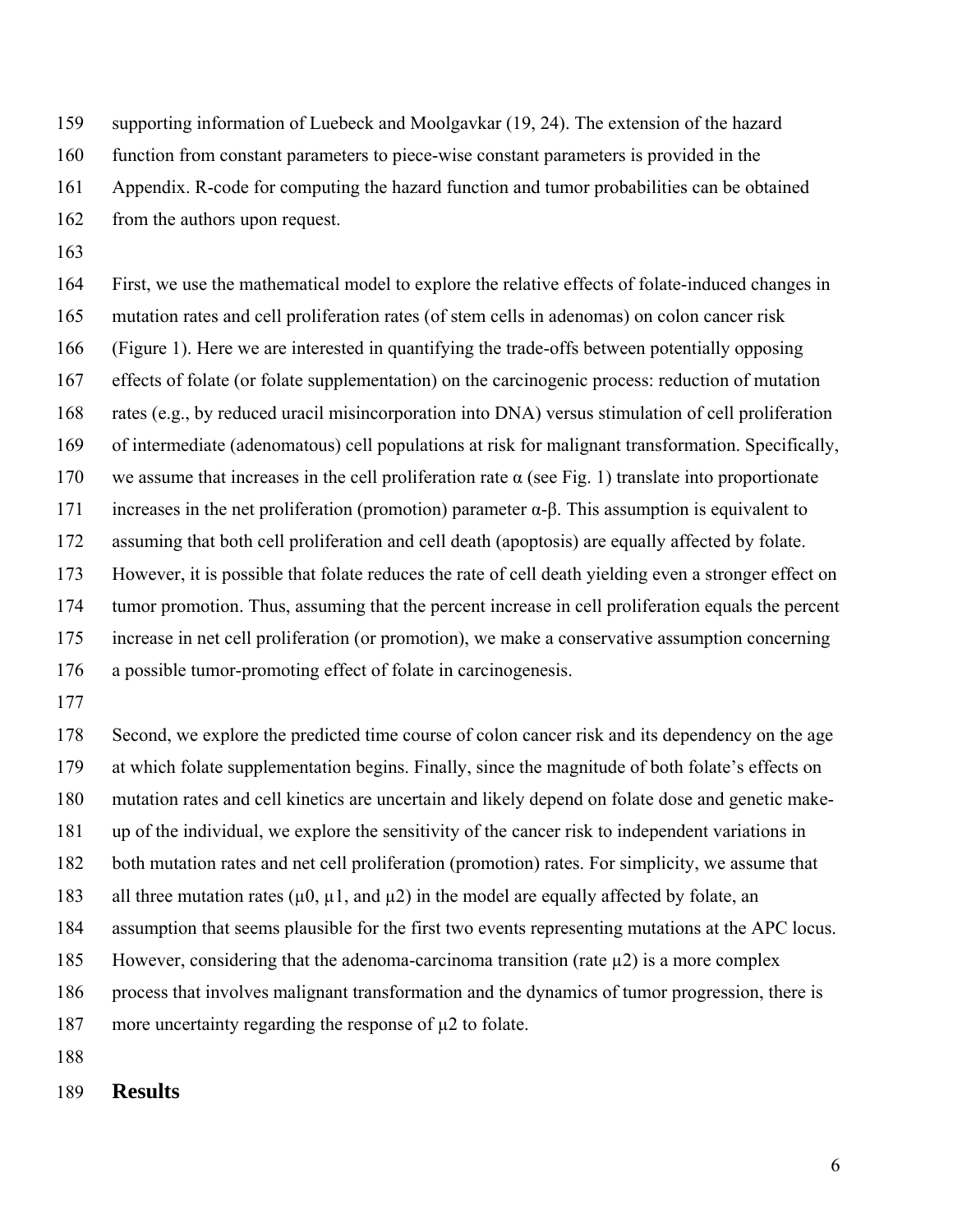supporting information of Luebeck and Moolgavkar (19, 24). The extension of the hazard function from constant parameters to piece-wise constant parameters is provided in the Appendix. R-code for computing the hazard function and tumor probabilities can be obtained from the authors upon request.

First, we use the mathematical model to explore the relative effects of folate-induced changes in mutation rates and cell proliferation rates (of stem cells in adenomas) on colon cancer risk (Figure 1). Here we are interested in quantifying the trade-offs between potentially opposing effects of folate (or folate supplementation) on the carcinogenic process: reduction of mutation rates (e.g., by reduced uracil misincorporation into DNA) versus stimulation of cell proliferation of intermediate (adenomatous) cell populations at risk for malignant transformation. Specifically, we assume that increases in the cell proliferation rate $\alpha$ (see Fig. 1) translate into proportionate increases in the net proliferation (promotion) parameter $\alpha$-$\beta$. This assumption is equivalent to assuming that both cell proliferation and cell death (apoptosis) are equally affected by folate. However, it is possible that folate reduces the rate of cell death yielding even a stronger effect on tumor promotion. Thus, assuming that the percent increase in cell proliferation equals the percent increase in net cell proliferation (or promotion), we make a conservative assumption concerning a possible tumor-promoting effect of folate in carcinogenesis.

Second, we explore the predicted time course of colon cancer risk and its dependency on the age at which folate supplementation begins. Finally, since the magnitude of both folate's effects on mutation rates and cell kinetics are uncertain and likely depend on folate dose and genetic make-up of the individual, we explore the sensitivity of the cancer risk to independent variations in both mutation rates and net cell proliferation (promotion) rates. For simplicity, we assume that all three mutation rates ($\mu 0$, $\mu 1$, and $\mu 2$) in the model are equally affected by folate, an assumption that seems plausible for the first two events representing mutations at the APC locus. However, considering that the adenoma-carcinoma transition (rate $\mu 2$) is a more complex process that involves malignant transformation and the dynamics of tumor progression, there is more uncertainty regarding the response of $\mu 2$ to folate.

## Results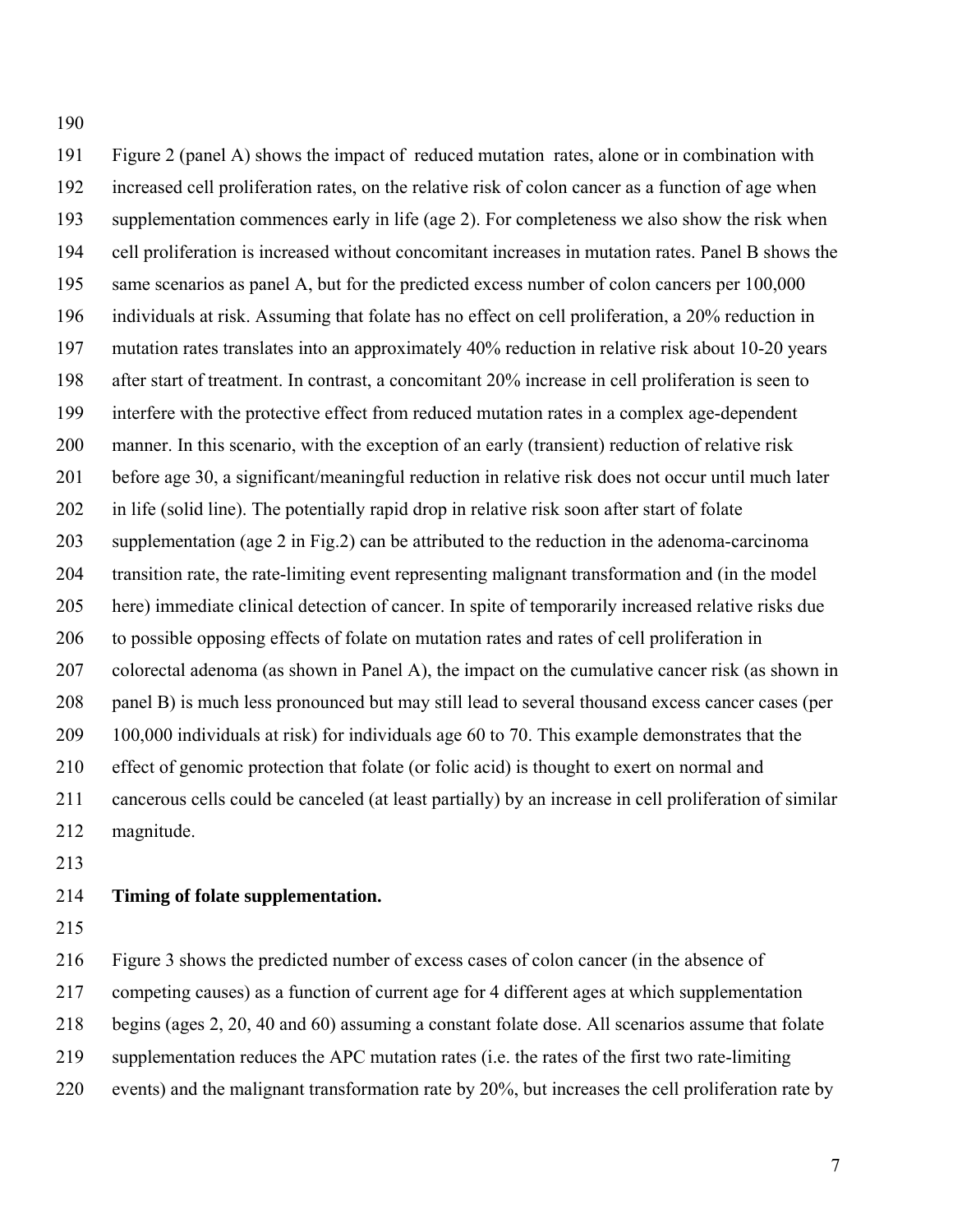Figure 2 (panel A) shows the impact of reduced mutation rates, alone or in combination with increased cell proliferation rates, on the relative risk of colon cancer as a function of age when supplementation commences early in life (age 2). For completeness we also show the risk when cell proliferation is increased without concomitant increases in mutation rates. Panel B shows the same scenarios as panel A, but for the predicted excess number of colon cancers per 100,000 individuals at risk. Assuming that folate has no effect on cell proliferation, a 20% reduction in mutation rates translates into an approximately 40% reduction in relative risk about 10-20 years after start of treatment. In contrast, a concomitant 20% increase in cell proliferation is seen to interfere with the protective effect from reduced mutation rates in a complex age-dependent manner. In this scenario, with the exception of an early (transient) reduction of relative risk before age 30, a significant/meaningful reduction in relative risk does not occur until much later in life (solid line). The potentially rapid drop in relative risk soon after start of folate supplementation (age 2 in Fig.2) can be attributed to the reduction in the adenoma-carcinoma transition rate, the rate-limiting event representing malignant transformation and (in the model here) immediate clinical detection of cancer. In spite of temporarily increased relative risks due to possible opposing effects of folate on mutation rates and rates of cell proliferation in colorectal adenoma (as shown in Panel A), the impact on the cumulative cancer risk (as shown in panel B) is much less pronounced but may still lead to several thousand excess cancer cases (per 100,000 individuals at risk) for individuals age 60 to 70. This example demonstrates that the effect of genomic protection that folate (or folic acid) is thought to exert on normal and cancerous cells could be canceled (at least partially) by an increase in cell proliferation of similar magnitude.

**Timing of folate supplementation.**

Figure 3 shows the predicted number of excess cases of colon cancer (in the absence of competing causes) as a function of current age for 4 different ages at which supplementation begins (ages 2, 20, 40 and 60) assuming a constant folate dose. All scenarios assume that folate supplementation reduces the APC mutation rates (i.e. the rates of the first two rate-limiting events) and the malignant transformation rate by 20%, but increases the cell proliferation rate by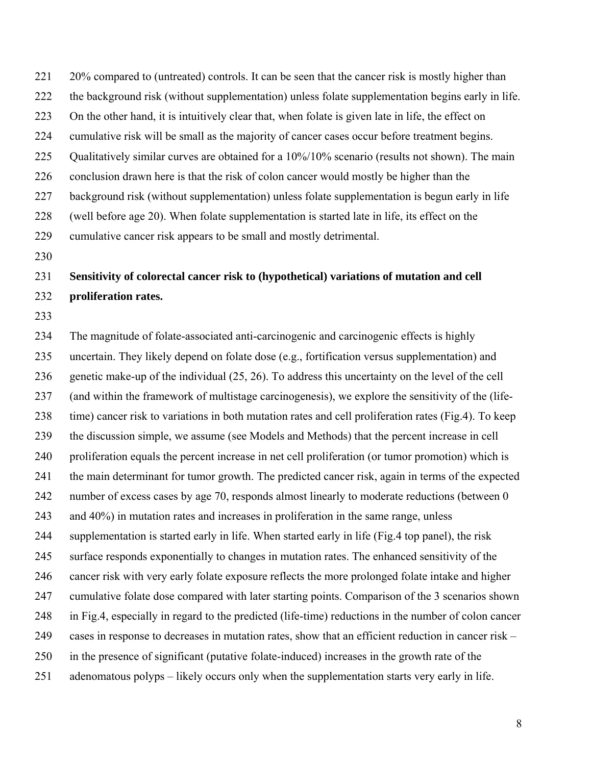20% compared to (untreated) controls. It can be seen that the cancer risk is mostly higher than the background risk (without supplementation) unless folate supplementation begins early in life. On the other hand, it is intuitively clear that, when folate is given late in life, the effect on cumulative risk will be small as the majority of cancer cases occur before treatment begins. Qualitatively similar curves are obtained for a 10%/10% scenario (results not shown). The main conclusion drawn here is that the risk of colon cancer would mostly be higher than the background risk (without supplementation) unless folate supplementation is begun early in life (well before age 20). When folate supplementation is started late in life, its effect on the cumulative cancer risk appears to be small and mostly detrimental.

**Sensitivity of colorectal cancer risk to (hypothetical) variations of mutation and cell proliferation rates.**

The magnitude of folate-associated anti-carcinogenic and carcinogenic effects is highly uncertain. They likely depend on folate dose (e.g., fortification versus supplementation) and genetic make-up of the individual (25, 26). To address this uncertainty on the level of the cell (and within the framework of multistage carcinogenesis), we explore the sensitivity of the (life-time) cancer risk to variations in both mutation rates and cell proliferation rates (Fig.4). To keep the discussion simple, we assume (see Models and Methods) that the percent increase in cell proliferation equals the percent increase in net cell proliferation (or tumor promotion) which is the main determinant for tumor growth. The predicted cancer risk, again in terms of the expected number of excess cases by age 70, responds almost linearly to moderate reductions (between 0 and 40%) in mutation rates and increases in proliferation in the same range, unless supplementation is started early in life. When started early in life (Fig.4 top panel), the risk surface responds exponentially to changes in mutation rates. The enhanced sensitivity of the cancer risk with very early folate exposure reflects the more prolonged folate intake and higher cumulative folate dose compared with later starting points. Comparison of the 3 scenarios shown in Fig.4, especially in regard to the predicted (life-time) reductions in the number of colon cancer cases in response to decreases in mutation rates, show that an efficient reduction in cancer risk – in the presence of significant (putative folate-induced) increases in the growth rate of the adenomatous polyps – likely occurs only when the supplementation starts very early in life.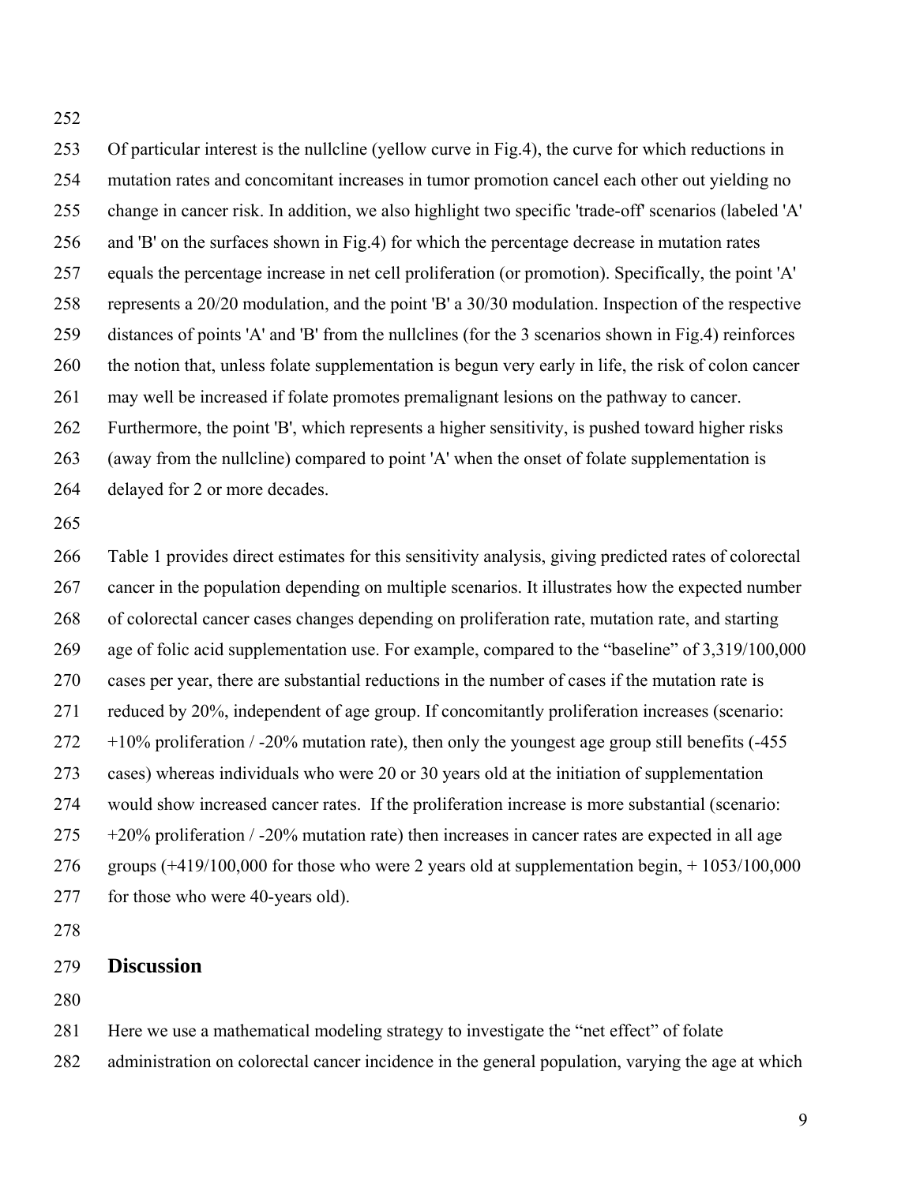Of particular interest is the nullcline (yellow curve in Fig.4), the curve for which reductions in mutation rates and concomitant increases in tumor promotion cancel each other out yielding no change in cancer risk. In addition, we also highlight two specific 'trade-off' scenarios (labeled 'A' and 'B' on the surfaces shown in Fig.4) for which the percentage decrease in mutation rates equals the percentage increase in net cell proliferation (or promotion). Specifically, the point 'A' represents a 20/20 modulation, and the point 'B' a 30/30 modulation. Inspection of the respective distances of points 'A' and 'B' from the nullclines (for the 3 scenarios shown in Fig.4) reinforces the notion that, unless folate supplementation is begun very early in life, the risk of colon cancer may well be increased if folate promotes premalignant lesions on the pathway to cancer. Furthermore, the point 'B', which represents a higher sensitivity, is pushed toward higher risks (away from the nullcline) compared to point 'A' when the onset of folate supplementation is delayed for 2 or more decades.

Table 1 provides direct estimates for this sensitivity analysis, giving predicted rates of colorectal cancer in the population depending on multiple scenarios. It illustrates how the expected number of colorectal cancer cases changes depending on proliferation rate, mutation rate, and starting age of folic acid supplementation use. For example, compared to the "baseline" of 3,319/100,000 cases per year, there are substantial reductions in the number of cases if the mutation rate is reduced by 20%, independent of age group. If concomitantly proliferation increases (scenario: +10% proliferation / -20% mutation rate), then only the youngest age group still benefits (-455 cases) whereas individuals who were 20 or 30 years old at the initiation of supplementation would show increased cancer rates. If the proliferation increase is more substantial (scenario: +20% proliferation / -20% mutation rate) then increases in cancer rates are expected in all age groups (+419/100,000 for those who were 2 years old at supplementation begin, + 1053/100,000 for those who were 40-years old).

## Discussion

Here we use a mathematical modeling strategy to investigate the "net effect" of folate administration on colorectal cancer incidence in the general population, varying the age at which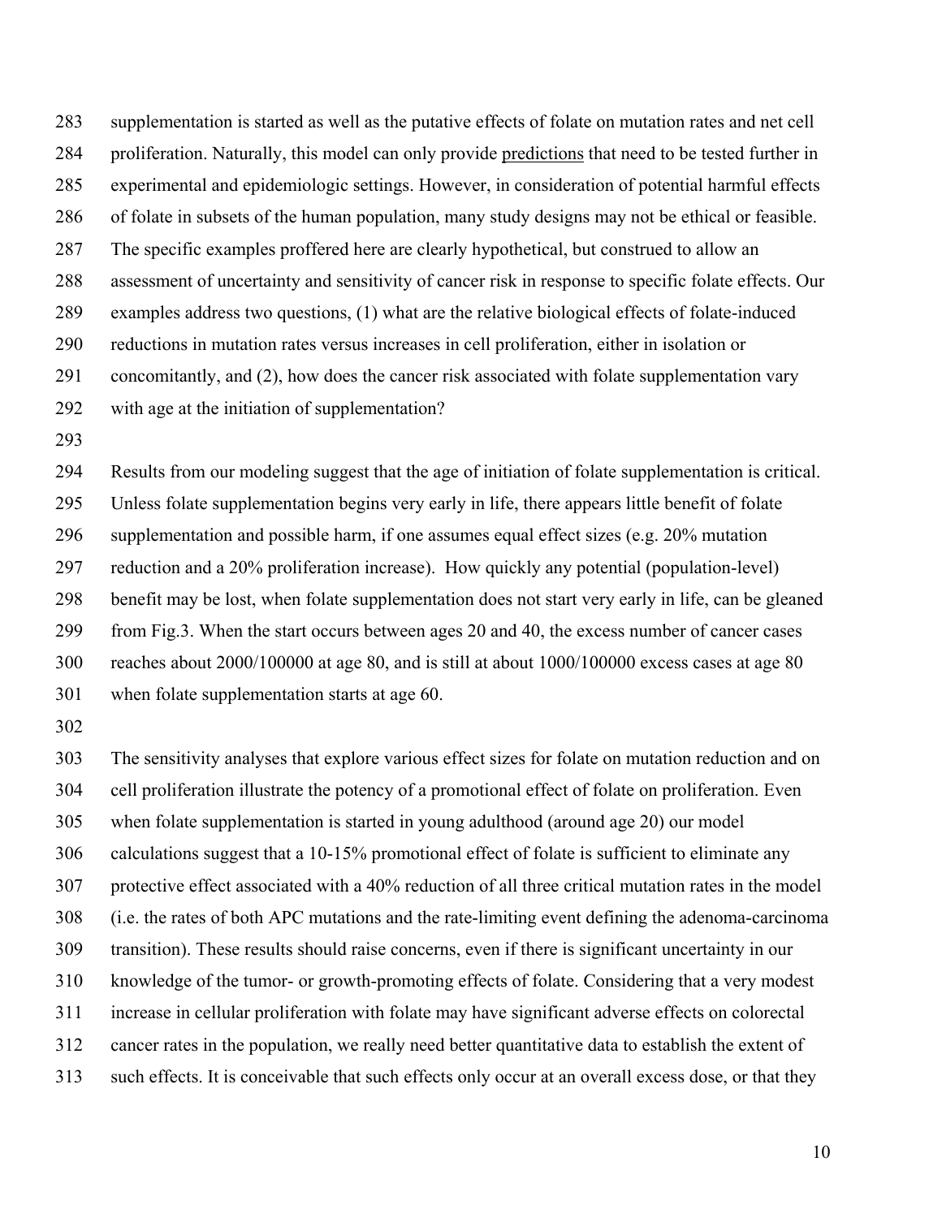supplementation is started as well as the putative effects of folate on mutation rates and net cell proliferation. Naturally, this model can only provide predictions that need to be tested further in experimental and epidemiologic settings. However, in consideration of potential harmful effects of folate in subsets of the human population, many study designs may not be ethical or feasible. The specific examples proffered here are clearly hypothetical, but construed to allow an assessment of uncertainty and sensitivity of cancer risk in response to specific folate effects. Our examples address two questions, (1) what are the relative biological effects of folate-induced reductions in mutation rates versus increases in cell proliferation, either in isolation or concomitantly, and (2), how does the cancer risk associated with folate supplementation vary with age at the initiation of supplementation?

Results from our modeling suggest that the age of initiation of folate supplementation is critical. Unless folate supplementation begins very early in life, there appears little benefit of folate supplementation and possible harm, if one assumes equal effect sizes (e.g. 20% mutation reduction and a 20% proliferation increase). How quickly any potential (population-level) benefit may be lost, when folate supplementation does not start very early in life, can be gleaned from Fig.3. When the start occurs between ages 20 and 40, the excess number of cancer cases reaches about 2000/100000 at age 80, and is still at about 1000/100000 excess cases at age 80 when folate supplementation starts at age 60.

The sensitivity analyses that explore various effect sizes for folate on mutation reduction and on cell proliferation illustrate the potency of a promotional effect of folate on proliferation. Even when folate supplementation is started in young adulthood (around age 20) our model calculations suggest that a 10-15% promotional effect of folate is sufficient to eliminate any protective effect associated with a 40% reduction of all three critical mutation rates in the model (i.e. the rates of both APC mutations and the rate-limiting event defining the adenoma-carcinoma transition). These results should raise concerns, even if there is significant uncertainty in our knowledge of the tumor- or growth-promoting effects of folate. Considering that a very modest increase in cellular proliferation with folate may have significant adverse effects on colorectal cancer rates in the population, we really need better quantitative data to establish the extent of such effects. It is conceivable that such effects only occur at an overall excess dose, or that they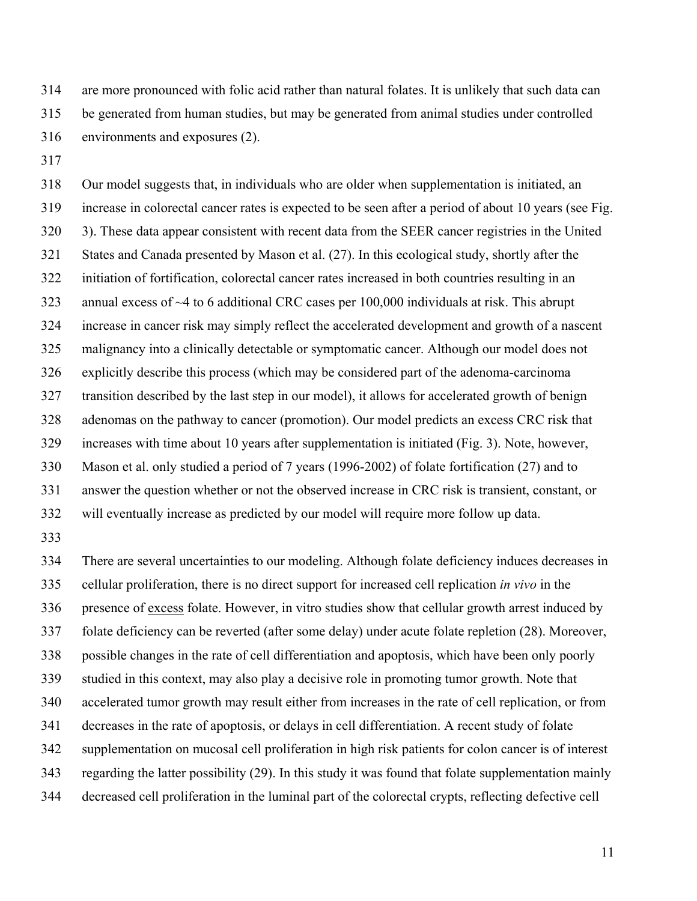are more pronounced with folic acid rather than natural folates. It is unlikely that such data can be generated from human studies, but may be generated from animal studies under controlled environments and exposures (2).

Our model suggests that, in individuals who are older when supplementation is initiated, an increase in colorectal cancer rates is expected to be seen after a period of about 10 years (see Fig. 3). These data appear consistent with recent data from the SEER cancer registries in the United States and Canada presented by Mason et al. (27). In this ecological study, shortly after the initiation of fortification, colorectal cancer rates increased in both countries resulting in an annual excess of ~4 to 6 additional CRC cases per 100,000 individuals at risk. This abrupt increase in cancer risk may simply reflect the accelerated development and growth of a nascent malignancy into a clinically detectable or symptomatic cancer. Although our model does not explicitly describe this process (which may be considered part of the adenoma-carcinoma transition described by the last step in our model), it allows for accelerated growth of benign adenomas on the pathway to cancer (promotion). Our model predicts an excess CRC risk that increases with time about 10 years after supplementation is initiated (Fig. 3). Note, however, Mason et al. only studied a period of 7 years (1996-2002) of folate fortification (27) and to answer the question whether or not the observed increase in CRC risk is transient, constant, or will eventually increase as predicted by our model will require more follow up data.

There are several uncertainties to our modeling. Although folate deficiency induces decreases in cellular proliferation, there is no direct support for increased cell replication *in vivo* in the presence of <u>excess</u> folate. However, in vitro studies show that cellular growth arrest induced by folate deficiency can be reverted (after some delay) under acute folate repletion (28). Moreover, possible changes in the rate of cell differentiation and apoptosis, which have been only poorly studied in this context, may also play a decisive role in promoting tumor growth. Note that accelerated tumor growth may result either from increases in the rate of cell replication, or from decreases in the rate of apoptosis, or delays in cell differentiation. A recent study of folate supplementation on mucosal cell proliferation in high risk patients for colon cancer is of interest regarding the latter possibility (29). In this study it was found that folate supplementation mainly decreased cell proliferation in the luminal part of the colorectal crypts, reflecting defective cell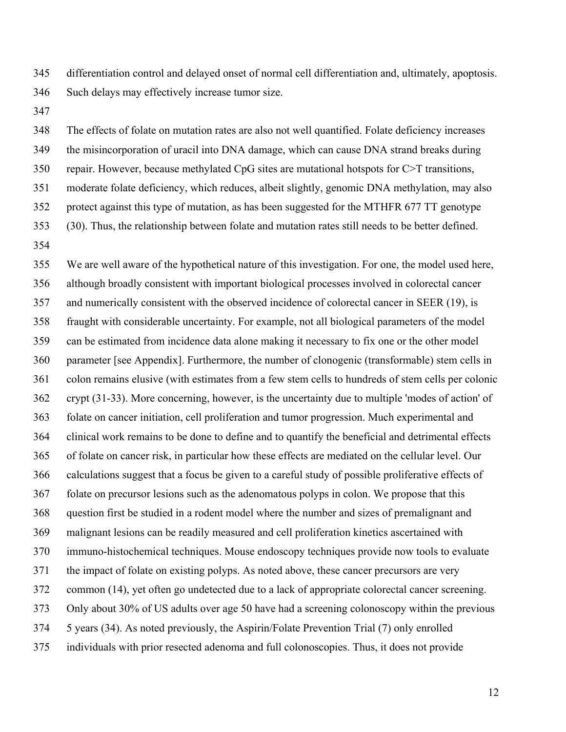differentiation control and delayed onset of normal cell differentiation and, ultimately, apoptosis. Such delays may effectively increase tumor size.

The effects of folate on mutation rates are also not well quantified. Folate deficiency increases the misincorporation of uracil into DNA damage, which can cause DNA strand breaks during repair. However, because methylated CpG sites are mutational hotspots for C>T transitions, moderate folate deficiency, which reduces, albeit slightly, genomic DNA methylation, may also protect against this type of mutation, as has been suggested for the MTHFR 677 TT genotype (30). Thus, the relationship between folate and mutation rates still needs to be better defined.

We are well aware of the hypothetical nature of this investigation. For one, the model used here, although broadly consistent with important biological processes involved in colorectal cancer and numerically consistent with the observed incidence of colorectal cancer in SEER (19), is fraught with considerable uncertainty. For example, not all biological parameters of the model can be estimated from incidence data alone making it necessary to fix one or the other model parameter [see Appendix]. Furthermore, the number of clonogenic (transformable) stem cells in colon remains elusive (with estimates from a few stem cells to hundreds of stem cells per colonic crypt (31-33). More concerning, however, is the uncertainty due to multiple 'modes of action' of folate on cancer initiation, cell proliferation and tumor progression. Much experimental and clinical work remains to be done to define and to quantify the beneficial and detrimental effects of folate on cancer risk, in particular how these effects are mediated on the cellular level. Our calculations suggest that a focus be given to a careful study of possible proliferative effects of folate on precursor lesions such as the adenomatous polyps in colon. We propose that this question first be studied in a rodent model where the number and sizes of premalignant and malignant lesions can be readily measured and cell proliferation kinetics ascertained with immuno-histochemical techniques. Mouse endoscopy techniques provide now tools to evaluate the impact of folate on existing polyps. As noted above, these cancer precursors are very common (14), yet often go undetected due to a lack of appropriate colorectal cancer screening. Only about 30% of US adults over age 50 have had a screening colonoscopy within the previous 5 years (34). As noted previously, the Aspirin/Folate Prevention Trial (7) only enrolled individuals with prior resected adenoma and full colonoscopies. Thus, it does not provide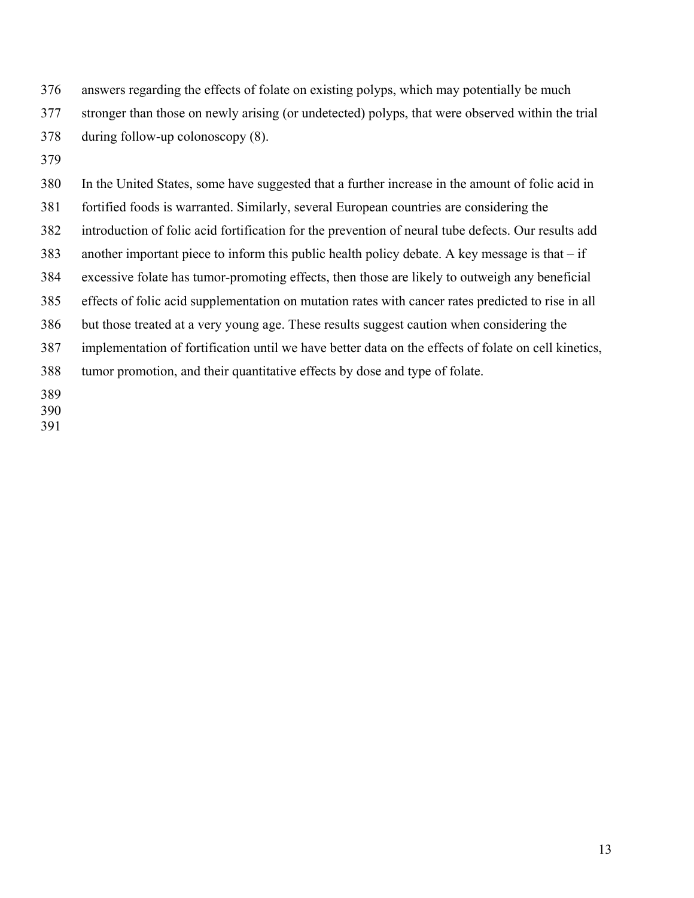answers regarding the effects of folate on existing polyps, which may potentially be much stronger than those on newly arising (or undetected) polyps, that were observed within the trial during follow-up colonoscopy (8).

In the United States, some have suggested that a further increase in the amount of folic acid in fortified foods is warranted. Similarly, several European countries are considering the introduction of folic acid fortification for the prevention of neural tube defects. Our results add another important piece to inform this public health policy debate. A key message is that – if excessive folate has tumor-promoting effects, then those are likely to outweigh any beneficial effects of folic acid supplementation on mutation rates with cancer rates predicted to rise in all but those treated at a very young age. These results suggest caution when considering the implementation of fortification until we have better data on the effects of folate on cell kinetics, tumor promotion, and their quantitative effects by dose and type of folate.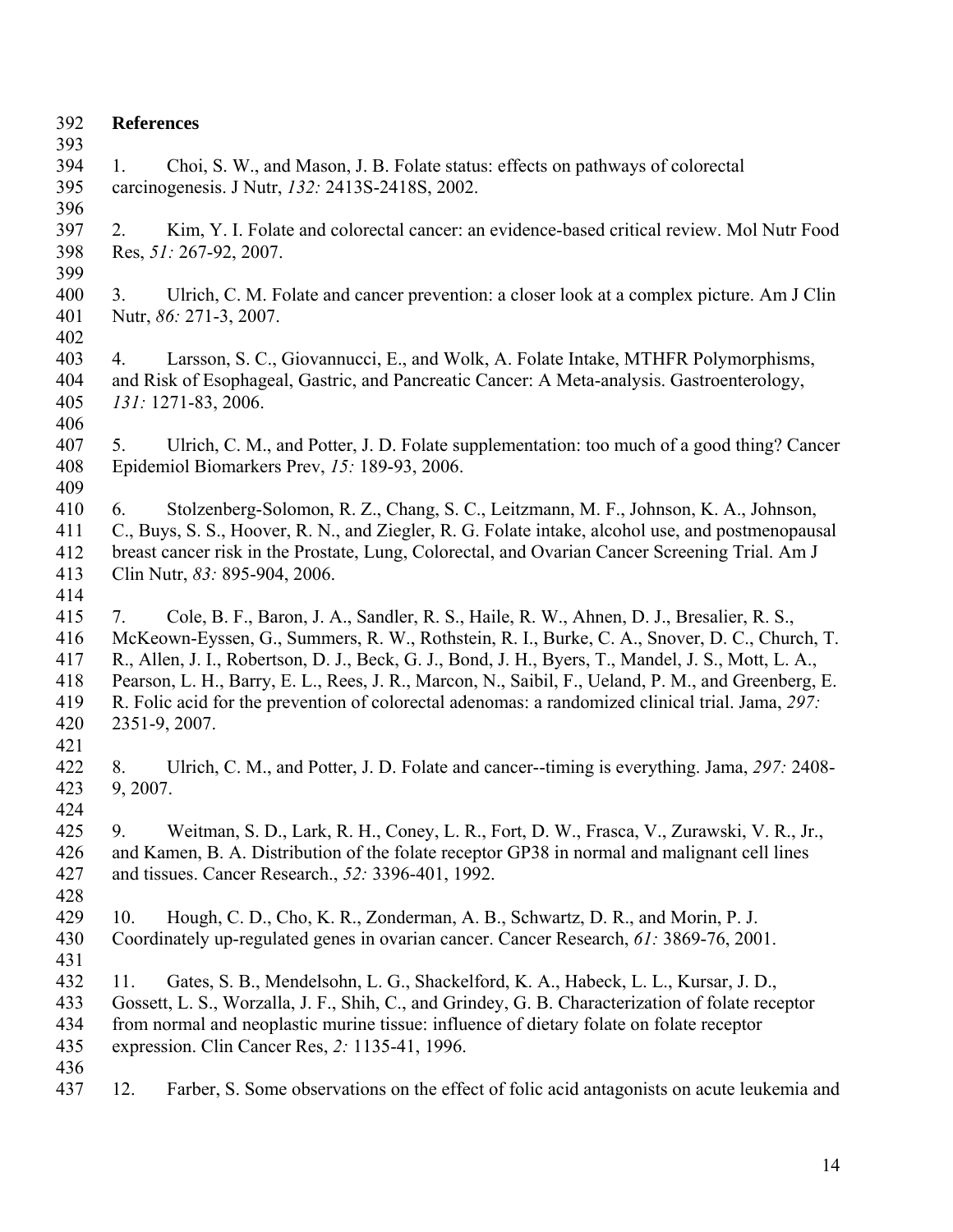**References**

1. Choi, S. W., and Mason, J. B. Folate status: effects on pathways of colorectal carcinogenesis. J Nutr, *132:* 2413S-2418S, 2002.

2. Kim, Y. I. Folate and colorectal cancer: an evidence-based critical review. Mol Nutr Food Res, *51:* 267-92, 2007.

3. Ulrich, C. M. Folate and cancer prevention: a closer look at a complex picture. Am J Clin Nutr, *86:* 271-3, 2007.

4. Larsson, S. C., Giovannucci, E., and Wolk, A. Folate Intake, MTHFR Polymorphisms, and Risk of Esophageal, Gastric, and Pancreatic Cancer: A Meta-analysis. Gastroenterology, *131:* 1271-83, 2006.

5. Ulrich, C. M., and Potter, J. D. Folate supplementation: too much of a good thing? Cancer Epidemiol Biomarkers Prev, *15:* 189-93, 2006.

6. Stolzenberg-Solomon, R. Z., Chang, S. C., Leitzmann, M. F., Johnson, K. A., Johnson, C., Buys, S. S., Hoover, R. N., and Ziegler, R. G. Folate intake, alcohol use, and postmenopausal breast cancer risk in the Prostate, Lung, Colorectal, and Ovarian Cancer Screening Trial. Am J Clin Nutr, *83:* 895-904, 2006.

7. Cole, B. F., Baron, J. A., Sandler, R. S., Haile, R. W., Ahnen, D. J., Bresalier, R. S., McKeown-Eyssen, G., Summers, R. W., Rothstein, R. I., Burke, C. A., Snover, D. C., Church, T. R., Allen, J. I., Robertson, D. J., Beck, G. J., Bond, J. H., Byers, T., Mandel, J. S., Mott, L. A., Pearson, L. H., Barry, E. L., Rees, J. R., Marcon, N., Saibil, F., Ueland, P. M., and Greenberg, E. R. Folic acid for the prevention of colorectal adenomas: a randomized clinical trial. Jama, *297:* 2351-9, 2007.

8. Ulrich, C. M., and Potter, J. D. Folate and cancer--timing is everything. Jama, *297:* 2408-9, 2007.

9. Weitman, S. D., Lark, R. H., Coney, L. R., Fort, D. W., Frasca, V., Zurawski, V. R., Jr., and Kamen, B. A. Distribution of the folate receptor GP38 in normal and malignant cell lines and tissues. Cancer Research., *52:* 3396-401, 1992.

10. Hough, C. D., Cho, K. R., Zonderman, A. B., Schwartz, D. R., and Morin, P. J. Coordinately up-regulated genes in ovarian cancer. Cancer Research, *61:* 3869-76, 2001.

11. Gates, S. B., Mendelsohn, L. G., Shackelford, K. A., Habeck, L. L., Kursar, J. D., Gossett, L. S., Worzalla, J. F., Shih, C., and Grindey, G. B. Characterization of folate receptor from normal and neoplastic murine tissue: influence of dietary folate on folate receptor expression. Clin Cancer Res, *2:* 1135-41, 1996.

12. Farber, S. Some observations on the effect of folic acid antagonists on acute leukemia and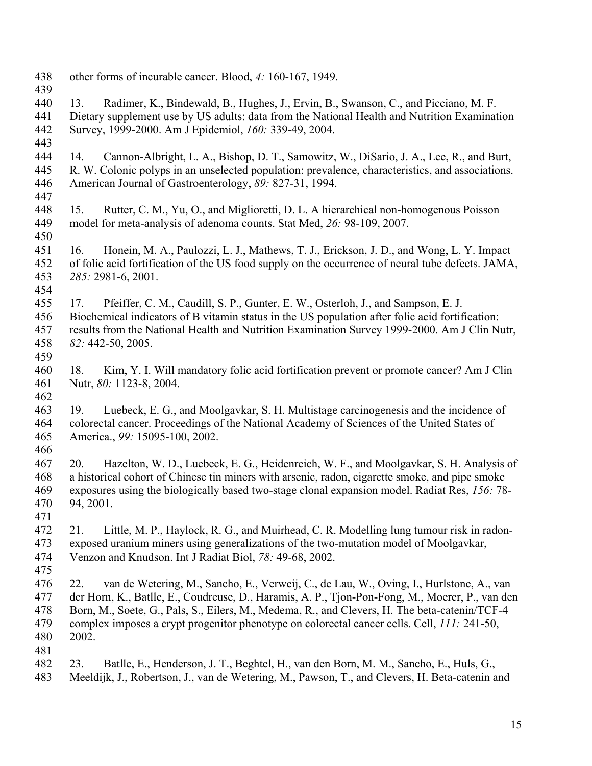other forms of incurable cancer. Blood, *4:* 160-167, 1949.

13. Radimer, K., Bindewald, B., Hughes, J., Ervin, B., Swanson, C., and Picciano, M. F. Dietary supplement use by US adults: data from the National Health and Nutrition Examination Survey, 1999-2000. Am J Epidemiol, *160:* 339-49, 2004.

14. Cannon-Albright, L. A., Bishop, D. T., Samowitz, W., DiSario, J. A., Lee, R., and Burt, R. W. Colonic polyps in an unselected population: prevalence, characteristics, and associations. American Journal of Gastroenterology, *89:* 827-31, 1994.

15. Rutter, C. M., Yu, O., and Miglioretti, D. L. A hierarchical non-homogenous Poisson model for meta-analysis of adenoma counts. Stat Med, *26:* 98-109, 2007.

16. Honein, M. A., Paulozzi, L. J., Mathews, T. J., Erickson, J. D., and Wong, L. Y. Impact of folic acid fortification of the US food supply on the occurrence of neural tube defects. JAMA, *285:* 2981-6, 2001.

17. Pfeiffer, C. M., Caudill, S. P., Gunter, E. W., Osterloh, J., and Sampson, E. J. Biochemical indicators of B vitamin status in the US population after folic acid fortification: results from the National Health and Nutrition Examination Survey 1999-2000. Am J Clin Nutr, *82:* 442-50, 2005.

18. Kim, Y. I. Will mandatory folic acid fortification prevent or promote cancer? Am J Clin Nutr, *80:* 1123-8, 2004.

19. Luebeck, E. G., and Moolgavkar, S. H. Multistage carcinogenesis and the incidence of colorectal cancer. Proceedings of the National Academy of Sciences of the United States of America., *99:* 15095-100, 2002.

20. Hazelton, W. D., Luebeck, E. G., Heidenreich, W. F., and Moolgavkar, S. H. Analysis of a historical cohort of Chinese tin miners with arsenic, radon, cigarette smoke, and pipe smoke exposures using the biologically based two-stage clonal expansion model. Radiat Res, *156:* 78-94, 2001.

21. Little, M. P., Haylock, R. G., and Muirhead, C. R. Modelling lung tumour risk in radon-exposed uranium miners using generalizations of the two-mutation model of Moolgavkar, Venzon and Knudson. Int J Radiat Biol, *78:* 49-68, 2002.

22. van de Wetering, M., Sancho, E., Verweij, C., de Lau, W., Oving, I., Hurlstone, A., van der Horn, K., Batlle, E., Coudreuse, D., Haramis, A. P., Tjon-Pon-Fong, M., Moerer, P., van den Born, M., Soete, G., Pals, S., Eilers, M., Medema, R., and Clevers, H. The beta-catenin/TCF-4 complex imposes a crypt progenitor phenotype on colorectal cancer cells. Cell, *111:* 241-50, 2002.

23. Batlle, E., Henderson, J. T., Beghtel, H., van den Born, M. M., Sancho, E., Huls, G., Meeldijk, J., Robertson, J., van de Wetering, M., Pawson, T., and Clevers, H. Beta-catenin and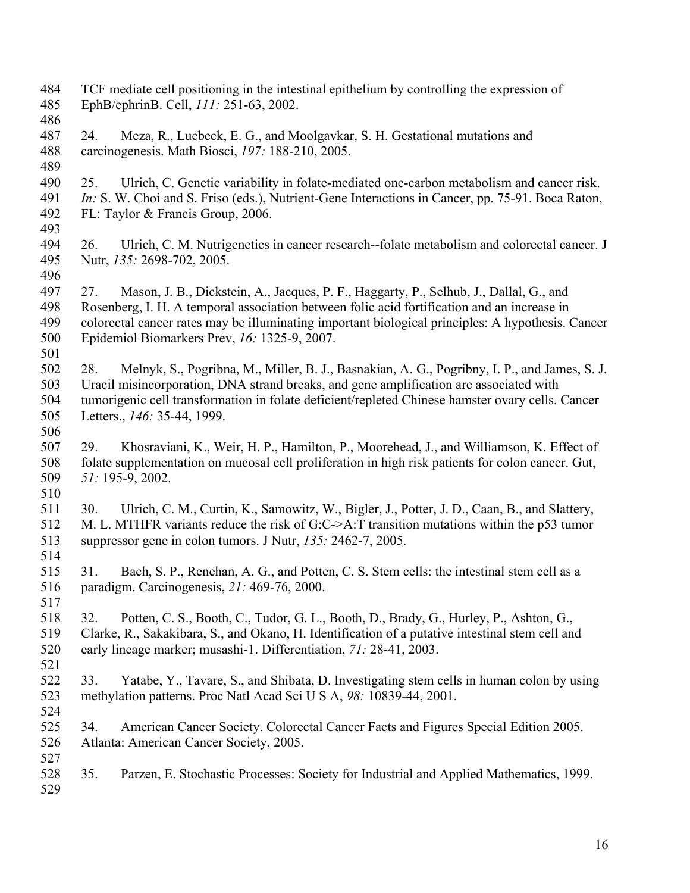TCF mediate cell positioning in the intestinal epithelium by controlling the expression of EphB/ephrinB. Cell, *111:* 251-63, 2002.

24. Meza, R., Luebeck, E. G., and Moolgavkar, S. H. Gestational mutations and carcinogenesis. Math Biosci, *197:* 188-210, 2005.

25. Ulrich, C. Genetic variability in folate-mediated one-carbon metabolism and cancer risk. *In:* S. W. Choi and S. Friso (eds.), Nutrient-Gene Interactions in Cancer, pp. 75-91. Boca Raton, FL: Taylor & Francis Group, 2006.

26. Ulrich, C. M. Nutrigenetics in cancer research--folate metabolism and colorectal cancer. J Nutr, *135:* 2698-702, 2005.

27. Mason, J. B., Dickstein, A., Jacques, P. F., Haggarty, P., Selhub, J., Dallal, G., and Rosenberg, I. H. A temporal association between folic acid fortification and an increase in colorectal cancer rates may be illuminating important biological principles: A hypothesis. Cancer Epidemiol Biomarkers Prev, *16:* 1325-9, 2007.

28. Melnyk, S., Pogribna, M., Miller, B. J., Basnakian, A. G., Pogribny, I. P., and James, S. J. Uracil misincorporation, DNA strand breaks, and gene amplification are associated with tumorigenic cell transformation in folate deficient/repleted Chinese hamster ovary cells. Cancer Letters., *146:* 35-44, 1999.

29. Khosraviani, K., Weir, H. P., Hamilton, P., Moorehead, J., and Williamson, K. Effect of folate supplementation on mucosal cell proliferation in high risk patients for colon cancer. Gut, *51:* 195-9, 2002.

30. Ulrich, C. M., Curtin, K., Samowitz, W., Bigler, J., Potter, J. D., Caan, B., and Slattery, M. L. MTHFR variants reduce the risk of G:C->A:T transition mutations within the p53 tumor suppressor gene in colon tumors. J Nutr, *135:* 2462-7, 2005.

31. Bach, S. P., Renehan, A. G., and Potten, C. S. Stem cells: the intestinal stem cell as a paradigm. Carcinogenesis, *21:* 469-76, 2000.

32. Potten, C. S., Booth, C., Tudor, G. L., Booth, D., Brady, G., Hurley, P., Ashton, G., Clarke, R., Sakakibara, S., and Okano, H. Identification of a putative intestinal stem cell and early lineage marker; musashi-1. Differentiation, *71:* 28-41, 2003.

33. Yatabe, Y., Tavare, S., and Shibata, D. Investigating stem cells in human colon by using methylation patterns. Proc Natl Acad Sci U S A, *98:* 10839-44, 2001.

34. American Cancer Society. Colorectal Cancer Facts and Figures Special Edition 2005. Atlanta: American Cancer Society, 2005.

35. Parzen, E. Stochastic Processes: Society for Industrial and Applied Mathematics, 1999.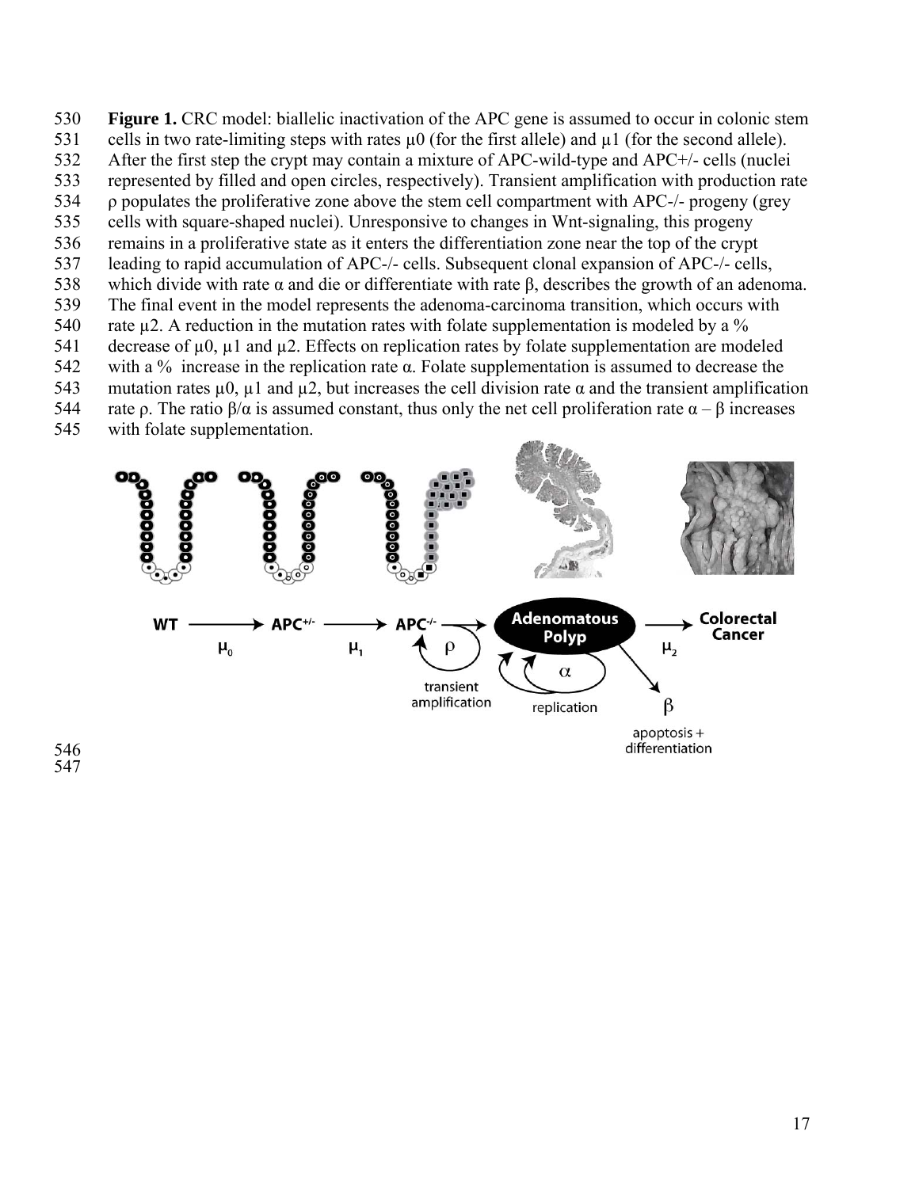**Figure 1.** CRC model: biallelic inactivation of the APC gene is assumed to occur in colonic stem cells in two rate-limiting steps with rates $\mu 0$ (for the first allele) and $\mu 1$ (for the second allele). After the first step the crypt may contain a mixture of APC-wild-type and APC+/- cells (nuclei represented by filled and open circles, respectively). Transient amplification with production rate $\rho$ populates the proliferative zone above the stem cell compartment with APC-/- progeny (grey cells with square-shaped nuclei). Unresponsive to changes in Wnt-signaling, this progeny remains in a proliferative state as it enters the differentiation zone near the top of the crypt leading to rapid accumulation of APC-/- cells. Subsequent clonal expansion of APC-/- cells, which divide with rate $\alpha$ and die or differentiate with rate $\beta$, describes the growth of an adenoma. The final event in the model represents the adenoma-carcinoma transition, which occurs with rate $\mu 2$. A reduction in the mutation rates with folate supplementation is modeled by a % decrease of $\mu 0$, $\mu 1$ and $\mu 2$. Effects on replication rates by folate supplementation are modeled with a % increase in the replication rate $\alpha$. Folate supplementation is assumed to decrease the mutation rates $\mu 0$, $\mu 1$ and $\mu 2$, but increases the cell division rate $\alpha$ and the transient amplification rate $\rho$. The ratio $\beta/\alpha$ is assumed constant, thus only the net cell proliferation rate $\alpha - \beta$ increases with folate supplementation.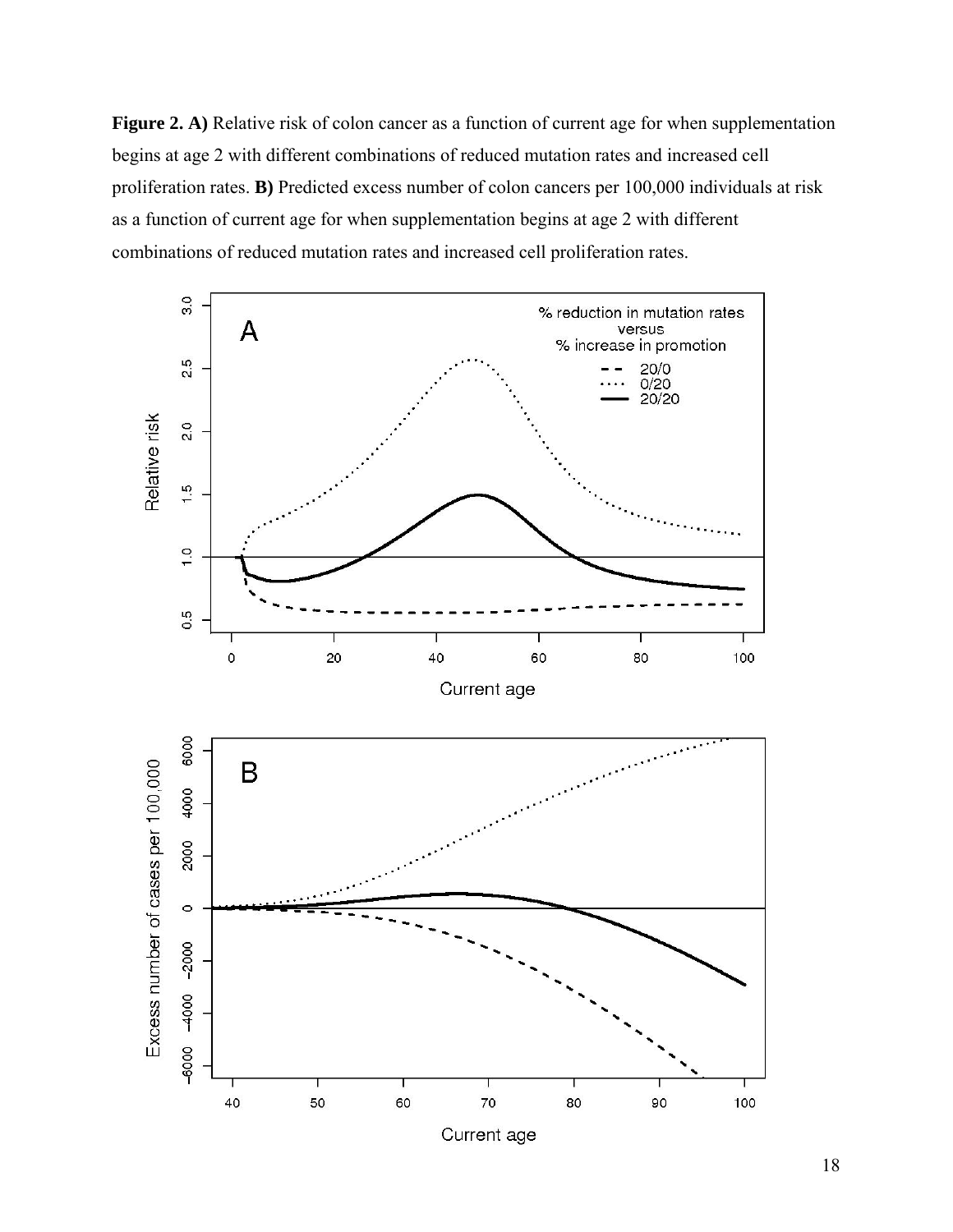**Figure 2. A)** Relative risk of colon cancer as a function of current age for when supplementation begins at age 2 with different combinations of reduced mutation rates and increased cell proliferation rates. **B)** Predicted excess number of colon cancers per 100,000 individuals at risk as a function of current age for when supplementation begins at age 2 with different combinations of reduced mutation rates and increased cell proliferation rates.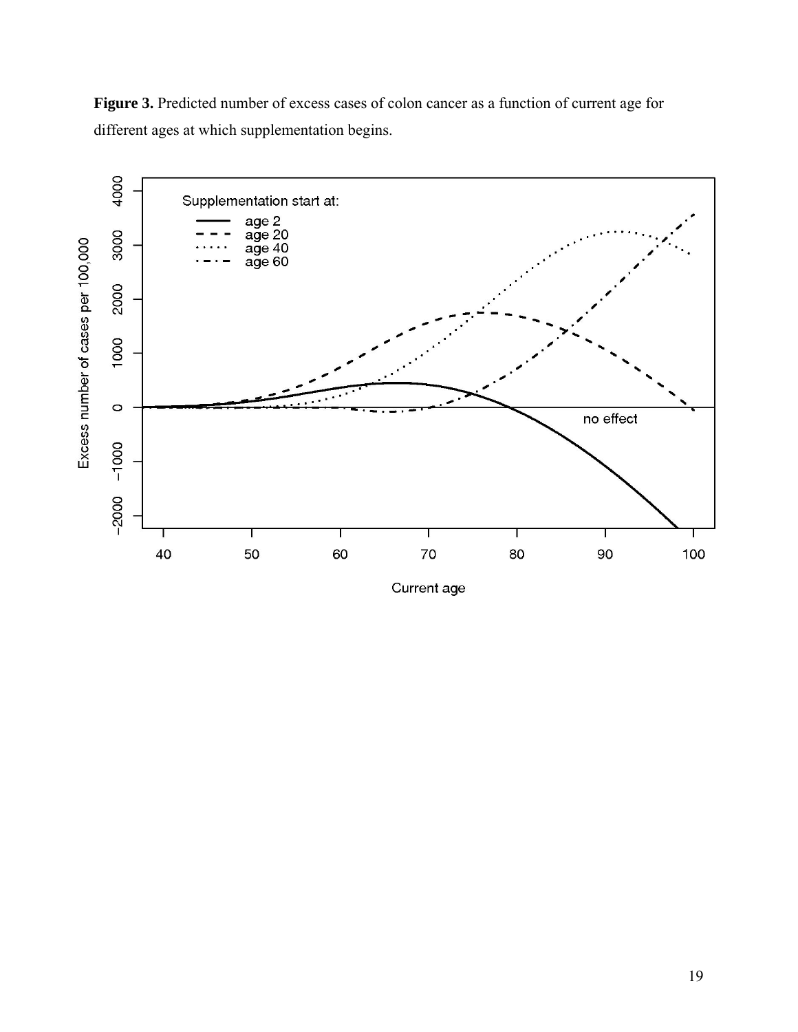**Figure 3.** Predicted number of excess cases of colon cancer as a function of current age for different ages at which supplementation begins.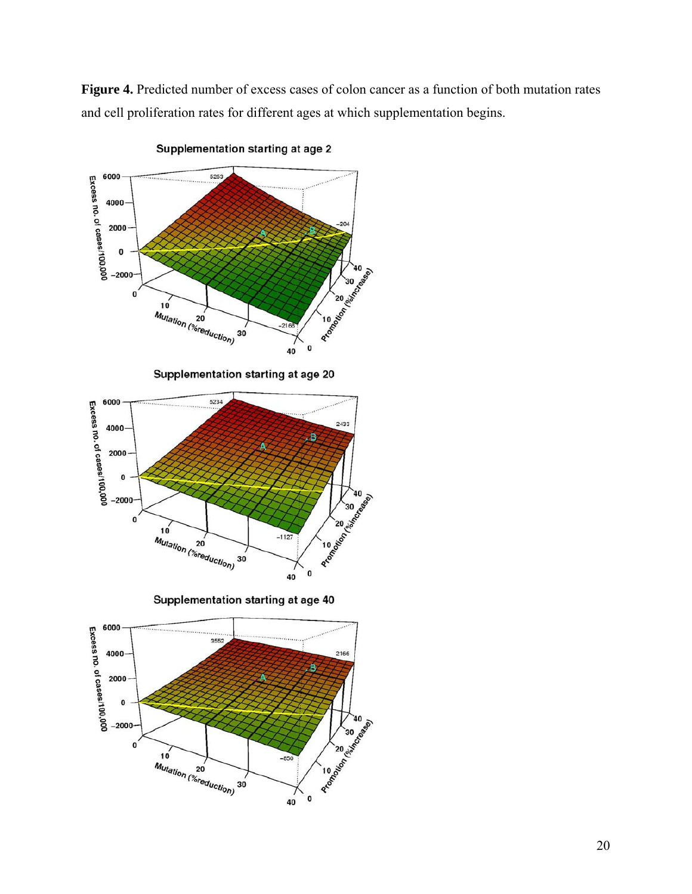**Figure 4.** Predicted number of excess cases of colon cancer as a function of both mutation rates and cell proliferation rates for different ages at which supplementation begins.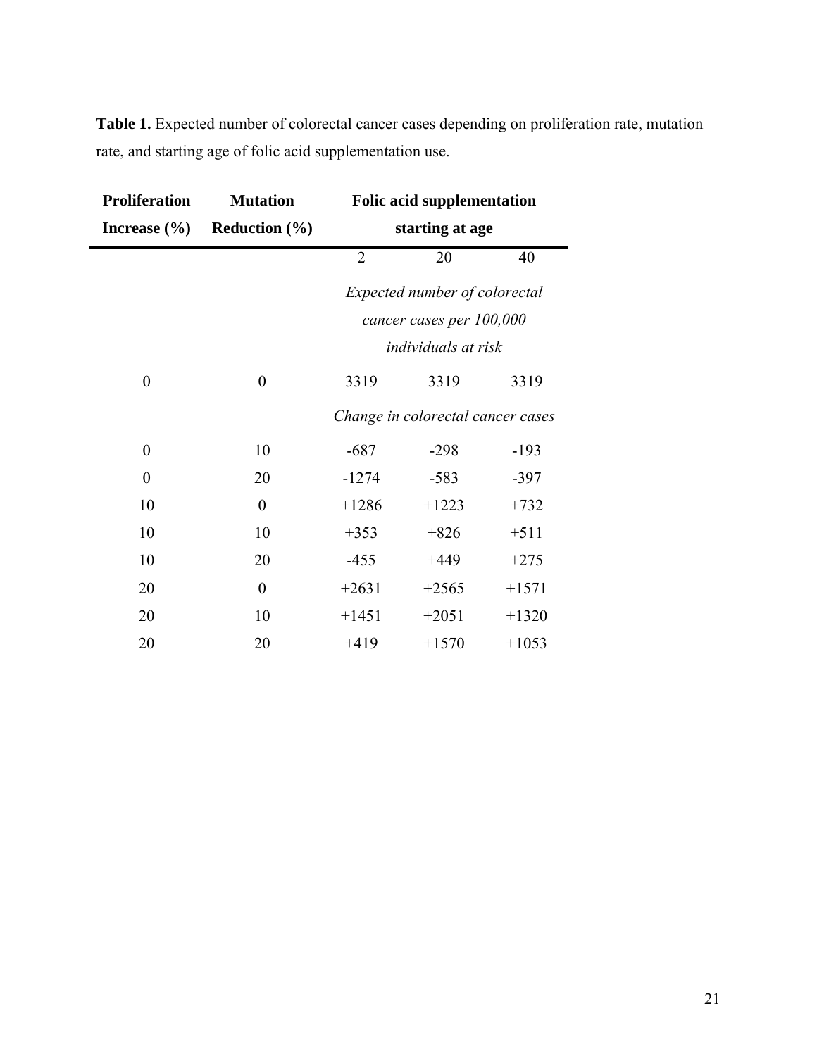**Table 1.** Expected number of colorectal cancer cases depending on proliferation rate, mutation rate, and starting age of folic acid supplementation use.

| Proliferation Increase (%) | Mutation Reduction (%) | Folic acid supplementation starting at age | | |
|---|---|---|---|---|
| | | 2 | 20 | 40 |
| | | *Expected number of colorectal cancer cases per 100,000 individuals at risk* | | |
| 0 | 0 | 3319 | 3319 | 3319 |
| | | *Change in colorectal cancer cases* | | |
| 0 | 10 | -687 | -298 | -193 |
| 0 | 20 | -1274 | -583 | -397 |
| 10 | 0 | +1286 | +1223 | +732 |
| 10 | 10 | +353 | +826 | +511 |
| 10 | 20 | -455 | +449 | +275 |
| 20 | 0 | +2631 | +2565 | +1571 |
| 20 | 10 | +1451 | +2051 | +1320 |
| 20 | 20 | +419 | +1570 | +1053 |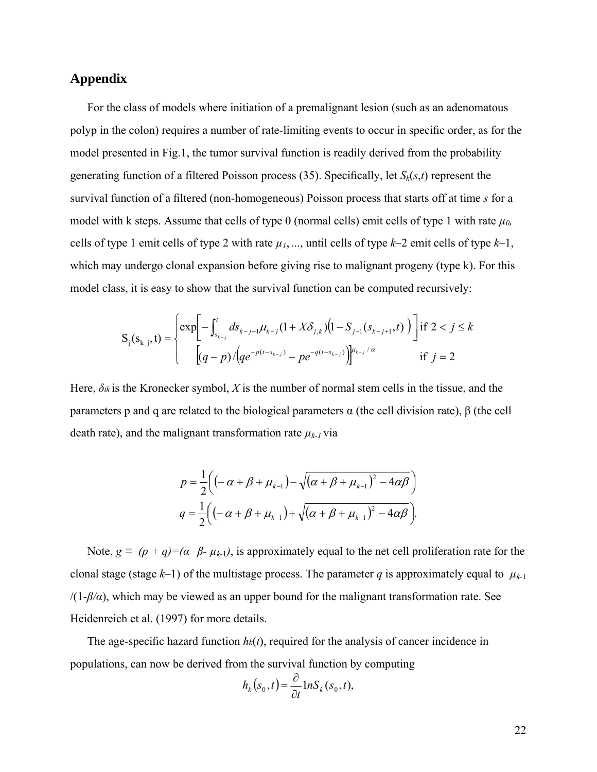## Appendix

For the class of models where initiation of a premalignant lesion (such as an adenomatous polyp in the colon) requires a number of rate-limiting events to occur in specific order, as for the model presented in Fig.1, the tumor survival function is readily derived from the probability generating function of a filtered Poisson process (35). Specifically, let $S_k(s,t)$ represent the survival function of a filtered (non-homogeneous) Poisson process that starts off at time $s$ for a model with k steps. Assume that cells of type 0 (normal cells) emit cells of type 1 with rate $\mu_0$, cells of type 1 emit cells of type 2 with rate $\mu_1$, ..., until cells of type $k$–2 emit cells of type $k$–1, which may undergo clonal expansion before giving rise to malignant progeny (type k). For this model class, it is easy to show that the survival function can be computed recursively:

$$
S_j(s_{k-j},t) = \begin{cases} \exp\left[ -\int_{s_{k-j}}^{t} ds_{k-j+1} \mu_{k-j} (1 + X\delta_{j,k}) \left(1 - S_{j-1}(s_{k-j+1},t)\right) \right] & \text{if } 2 < j \leq k \\ \left[ (q-p) / \left( qe^{-p(t-s_{k-j})} - pe^{-q(t-s_{k-j})} \right) \right]^{\mu_{k-j}/\alpha} & \text{if } j = 2 \end{cases}
$$

Here, $\delta_{ik}$ is the Kronecker symbol, $X$ is the number of normal stem cells in the tissue, and the parameters p and q are related to the biological parameters α (the cell division rate), β (the cell death rate), and the malignant transformation rate $\mu_{k-1}$ via

$$
p = \frac{1}{2}\left( \left(-\alpha + \beta + \mu_{k-1}\right) - \sqrt{\left(\alpha + \beta + \mu_{k-1}\right)^2 - 4\alpha\beta} \right)
$$

$$
q = \frac{1}{2}\left( \left(-\alpha + \beta + \mu_{k-1}\right) + \sqrt{\left(\alpha + \beta + \mu_{k-1}\right)^2 - 4\alpha\beta} \right).
$$

Note, $g \equiv -(p+q) = (\alpha - \beta - \mu_{k-1})$, is approximately equal to the net cell proliferation rate for the clonal stage (stage $k$–1) of the multistage process. The parameter $q$ is approximately equal to $\mu_{k-1}/(1-\beta/\alpha)$, which may be viewed as an upper bound for the malignant transformation rate. See Heidenreich et al. (1997) for more details.

The age-specific hazard function $h_k(t)$, required for the analysis of cancer incidence in populations, can now be derived from the survival function by computing

$$
h_k(s_0,t) = \frac{\partial}{\partial t} \ln S_k(s_0,t),
$$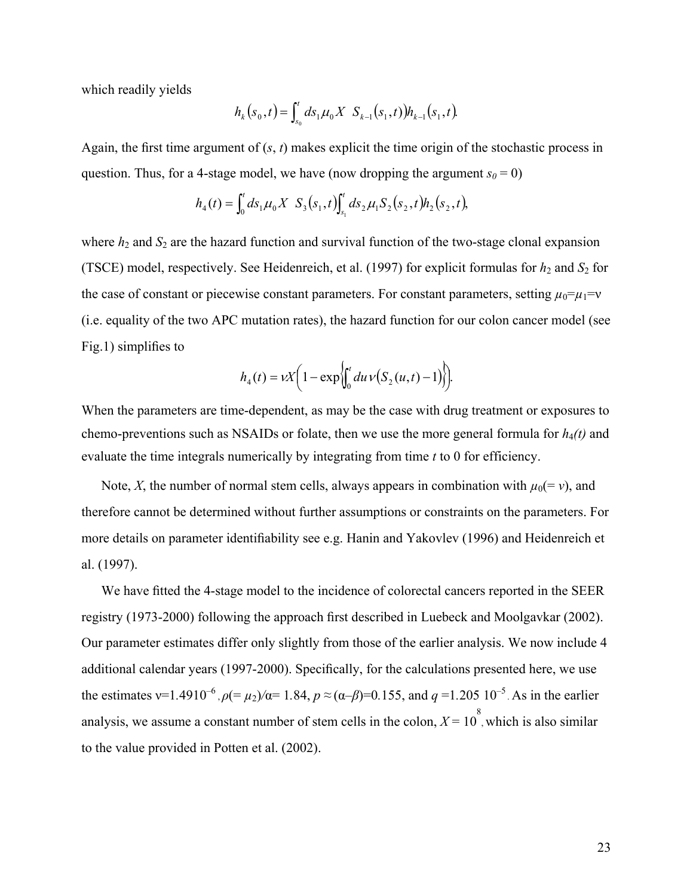which readily yields

$$h_k(s_0,t) = \int_{s_0}^{t} ds_1 \mu_0 X \;\; S_{k-1}(s_1,t)) h_{k-1}(s_1,t).$$

Again, the first time argument of ($s$, $t$) makes explicit the time origin of the stochastic process in question. Thus, for a 4-stage model, we have (now dropping the argument $s_0 = 0$)

$$h_4(t) = \int_0^t ds_1 \mu_0 X \;\; S_3(s_1,t) \int_{s_1}^{t} ds_2 \mu_1 S_2(s_2,t) h_2(s_2,t),$$

where $h_2$ and $S_2$ are the hazard function and survival function of the two-stage clonal expansion (TSCE) model, respectively. See Heidenreich, et al. (1997) for explicit formulas for $h_2$ and $S_2$ for the case of constant or piecewise constant parameters. For constant parameters, setting $\mu_0$=$\mu_1$=$\nu$ (i.e. equality of the two APC mutation rates), the hazard function for our colon cancer model (see Fig.1) simplifies to

$$h_4(t) = \nu X \left(1 - \exp\left\{\int_0^t du\, \nu \left(S_2(u,t) - 1\right)\right\}\right).$$

When the parameters are time-dependent, as may be the case with drug treatment or exposures to chemo-preventions such as NSAIDs or folate, then we use the more general formula for $h_4(t)$ and evaluate the time integrals numerically by integrating from time $t$ to 0 for efficiency.

Note, $X$, the number of normal stem cells, always appears in combination with $\mu_0$(= $\nu$), and therefore cannot be determined without further assumptions or constraints on the parameters. For more details on parameter identifiability see e.g. Hanin and Yakovlev (1996) and Heidenreich et al. (1997).

We have fitted the 4-stage model to the incidence of colorectal cancers reported in the SEER registry (1973-2000) following the approach first described in Luebeck and Moolgavkar (2002). Our parameter estimates differ only slightly from those of the earlier analysis. We now include 4 additional calendar years (1997-2000). Specifically, for the calculations presented here, we use the estimates $\nu$=1.49$10^{-6}$, $\rho$(= $\mu_2$)/$\alpha$= 1.84, $p \approx (\alpha - \beta)$=0.155, and $q$ =1.205 $10^{-5}$. As in the earlier analysis, we assume a constant number of stem cells in the colon, $X = 10^8$, which is also similar to the value provided in Potten et al. (2002).